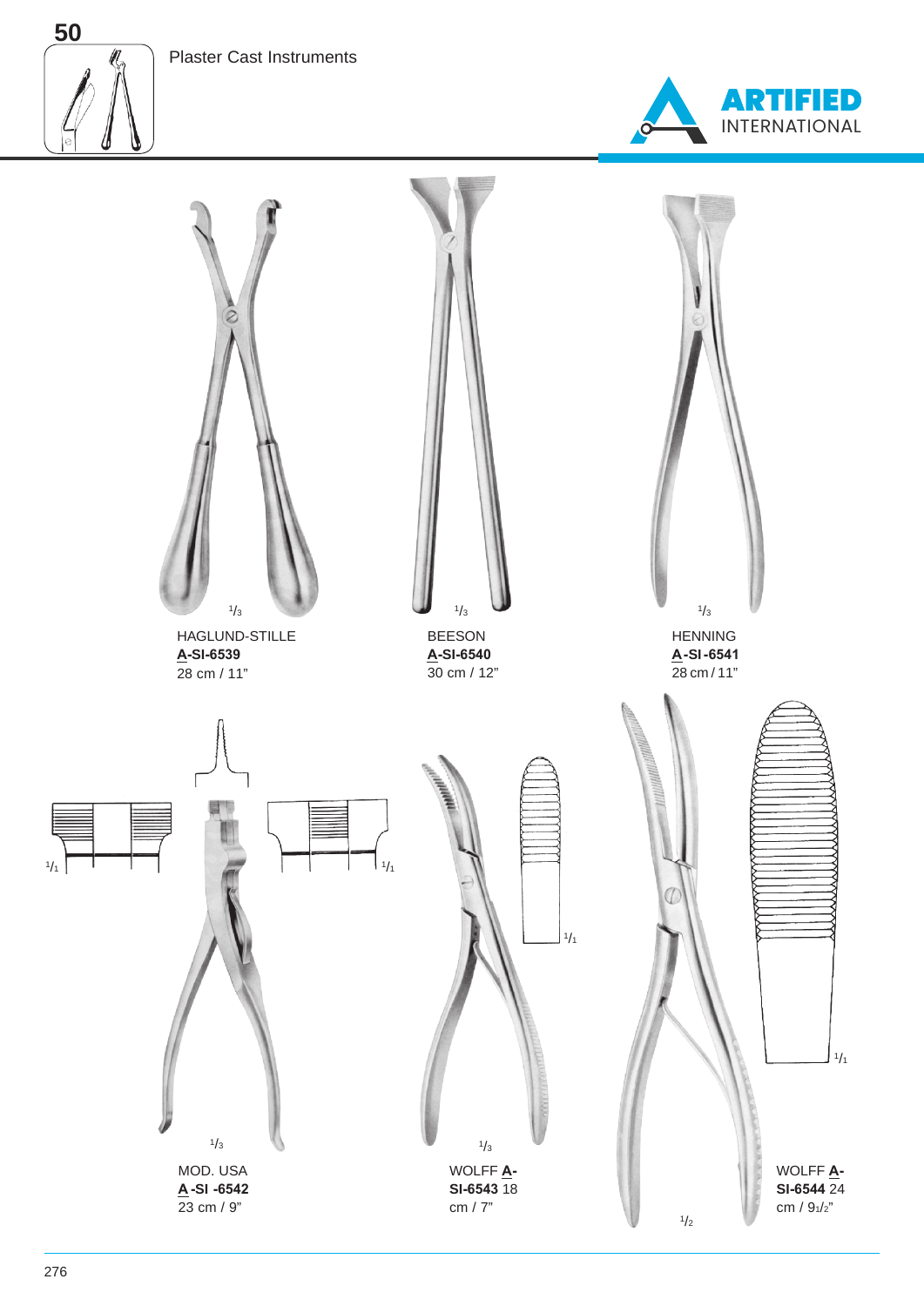Plaster Cast Instruments

ARTIFIED INTERNATIONAL

$^1/_3$

HAGLUND-STILLE
**A-SI-6539**
28 cm / 11"

$^1/_3$

BEESON
**A-SI-6540**
30 cm / 12"

$^1/_3$

HENNING
**A-SI-6541**
28 cm / 11"

$^1/_1$ $^1/_1$

$^1/_3$

MOD. USA
**A-SI -6542**
23 cm / 9"

$^1/_1$

$^1/_3$

WOLFF **A-SI-6543** 18 cm / 7"

$^1/_1$

$^1/_2$

WOLFF **A-SI-6544** 24 cm / 9½"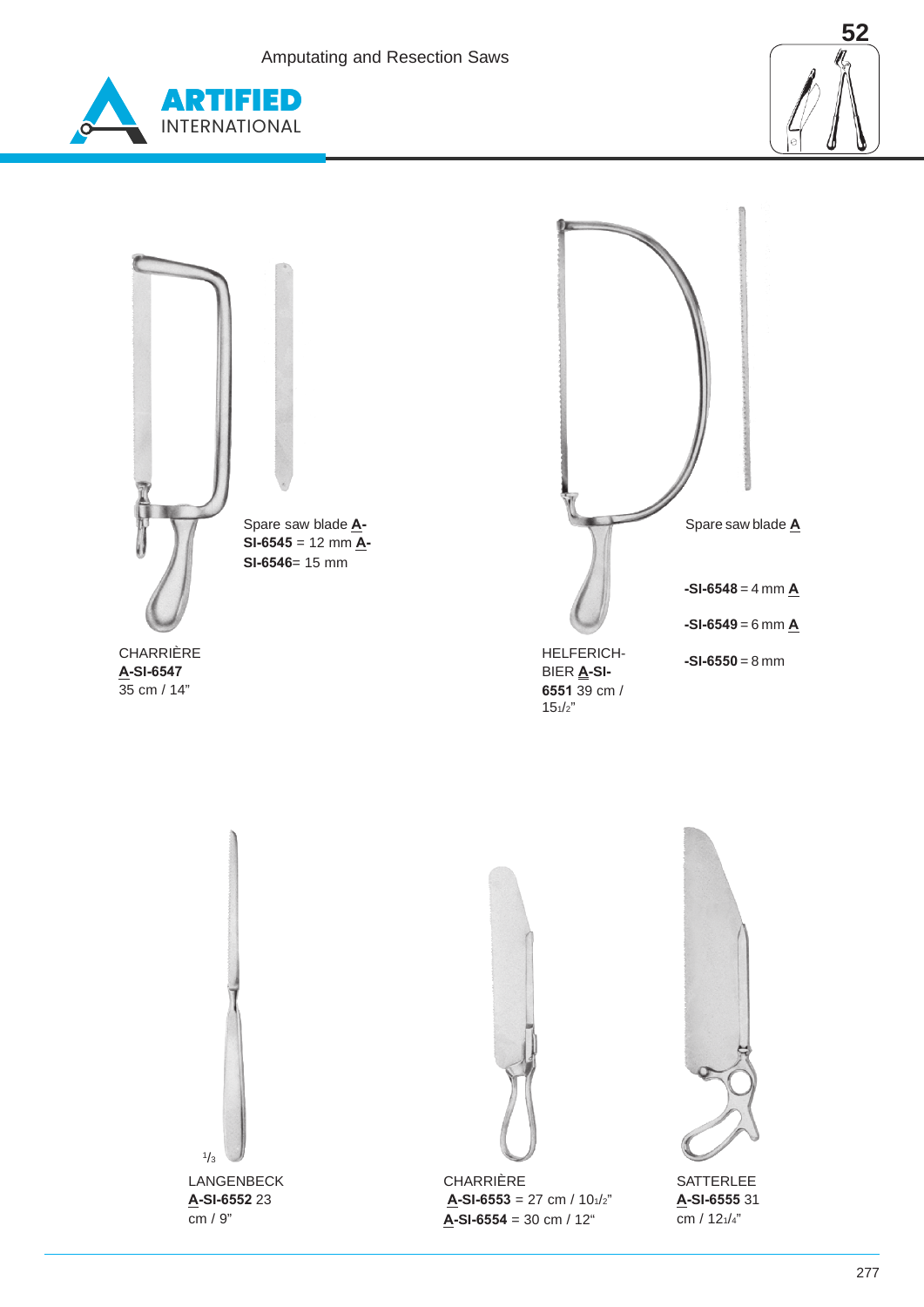# Amputating and Resection Saws

ARTIFIED INTERNATIONAL

52

Spare saw blade **A-SI-6545** = 12 mm **A-SI-6546**= 15 mm

CHARRIÈRE
**A-SI-6547**
35 cm / 14"

Spare saw blade **A-SI-6548** = 4 mm **A-SI-6549** = 6 mm **A-SI-6550** = 8 mm

HELFERICH-BIER **A-SI-6551** 39 cm / 15 1/2"

1/3

LANGENBECK
**A-SI-6552** 23 cm / 9"

CHARRIÈRE
**A-SI-6553** = 27 cm / 10 1/2"
**A-SI-6554** = 30 cm / 12"

SATTERLEE
**A-SI-6555** 31 cm / 12 1/4"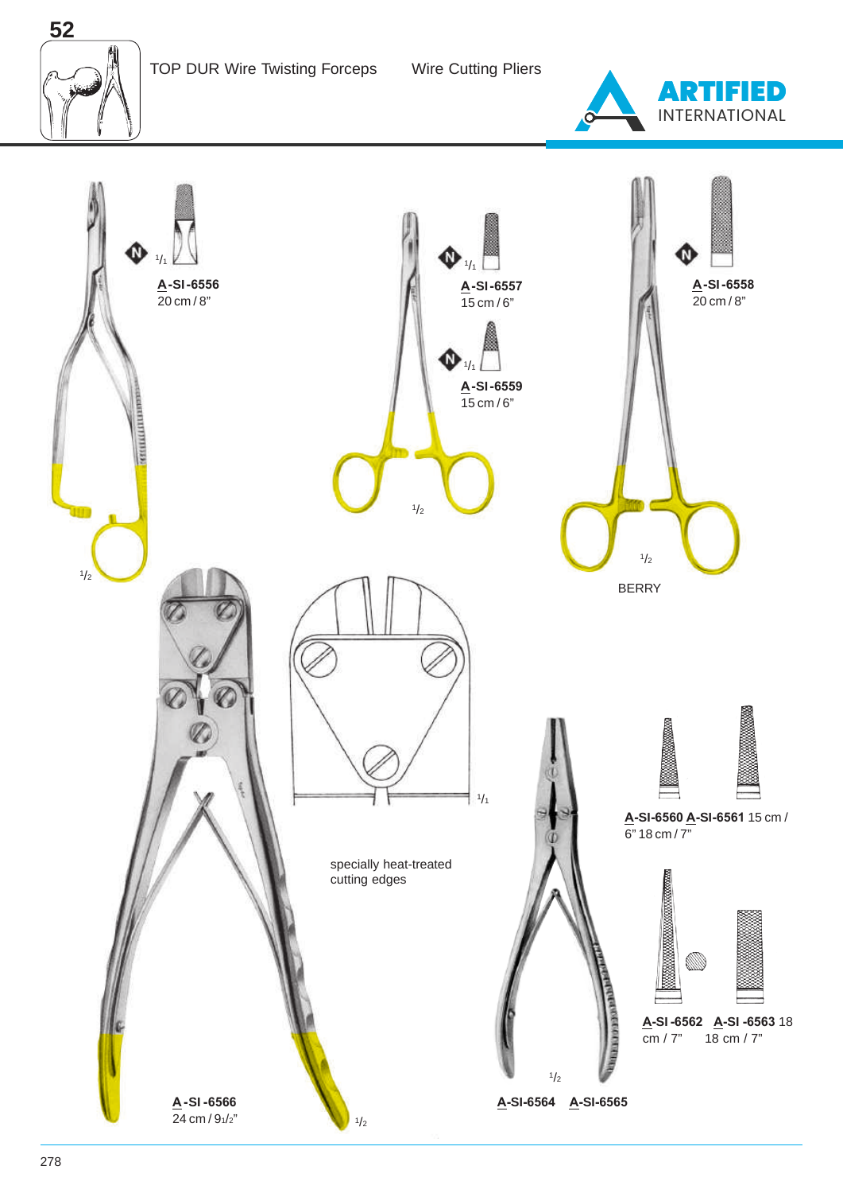TOP DUR Wire Twisting Forceps

Wire Cutting Pliers

ARTIFIED INTERNATIONAL

N $^1/_1$

**A-SI-6556**
20 cm / 8"

$^1/_2$

N $^1/_1$

**A-SI-6557**
15 cm / 6"

N $^1/_1$

**A-SI-6559**
15 cm / 6"

$^1/_2$

N

**A-SI-6558**
20 cm / 8"

$^1/_2$

BERRY

$^1/_1$

specially heat-treated cutting edges

**A-SI-6566**
24 cm / 9$^1/_2$"

$^1/_2$

**A-SI-6560** **A-SI-6561** 15 cm / 6" 18 cm / 7"

**A-SI-6562** **A-SI-6563** 18 cm / 7" 18 cm / 7"

$^1/_2$

**A-SI-6564** **A-SI-6565**